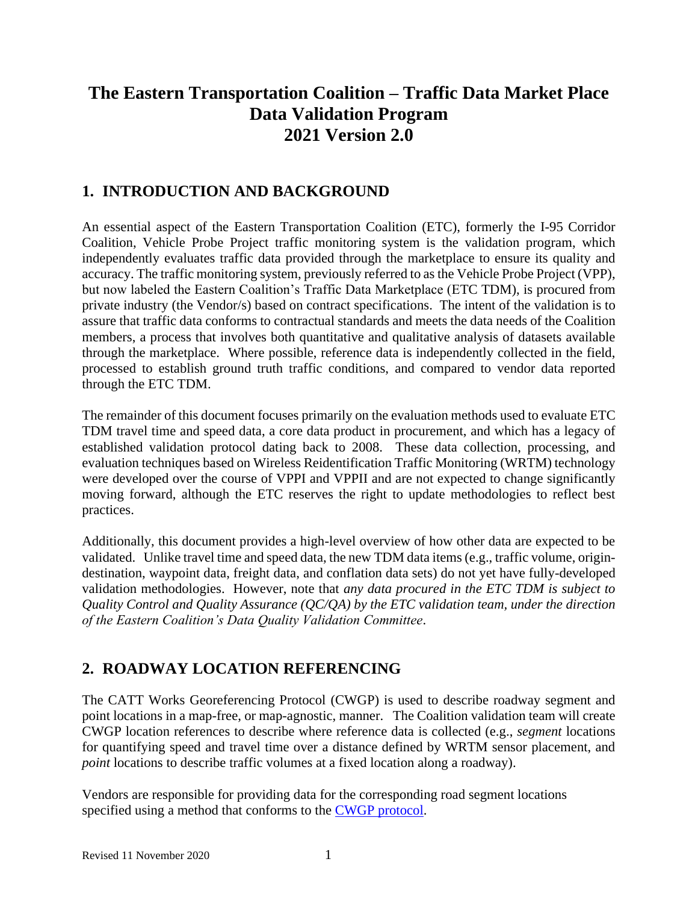# The Eastern Transportation Coalition – Traffic Data Market Place Data Validation Program 2021 Version 2.0

## 1. INTRODUCTION AND BACKGROUND

An essential aspect of the Eastern Transportation Coalition (ETC), formerly the I-95 Corridor Coalition, Vehicle Probe Project traffic monitoring system is the validation program, which independently evaluates traffic data provided through the marketplace to ensure its quality and accuracy. The traffic monitoring system, previously referred to as the Vehicle Probe Project (VPP), but now labeled the Eastern Coalition's Traffic Data Marketplace (ETC TDM), is procured from private industry (the Vendor/s) based on contract specifications. The intent of the validation is to assure that traffic data conforms to contractual standards and meets the data needs of the Coalition members, a process that involves both quantitative and qualitative analysis of datasets available through the marketplace. Where possible, reference data is independently collected in the field, processed to establish ground truth traffic conditions, and compared to vendor data reported through the ETC TDM.

The remainder of this document focuses primarily on the evaluation methods used to evaluate ETC TDM travel time and speed data, a core data product in procurement, and which has a legacy of established validation protocol dating back to 2008. These data collection, processing, and evaluation techniques based on Wireless Reidentification Traffic Monitoring (WRTM) technology were developed over the course of VPPI and VPPII and are not expected to change significantly moving forward, although the ETC reserves the right to update methodologies to reflect best practices.

Additionally, this document provides a high-level overview of how other data are expected to be validated. Unlike travel time and speed data, the new TDM data items (e.g., traffic volume, origin-destination, waypoint data, freight data, and conflation data sets) do not yet have fully-developed validation methodologies. However, note that *any data procured in the ETC TDM is subject to Quality Control and Quality Assurance (QC/QA) by the ETC validation team, under the direction of the Eastern Coalition's Data Quality Validation Committee*.

## 2. ROADWAY LOCATION REFERENCING

The CATT Works Georeferencing Protocol (CWGP) is used to describe roadway segment and point locations in a map-free, or map-agnostic, manner. The Coalition validation team will create CWGP location references to describe where reference data is collected (e.g., *segment* locations for quantifying speed and travel time over a distance defined by WRTM sensor placement, and *point* locations to describe traffic volumes at a fixed location along a roadway).

Vendors are responsible for providing data for the corresponding road segment locations specified using a method that conforms to the CWGP protocol.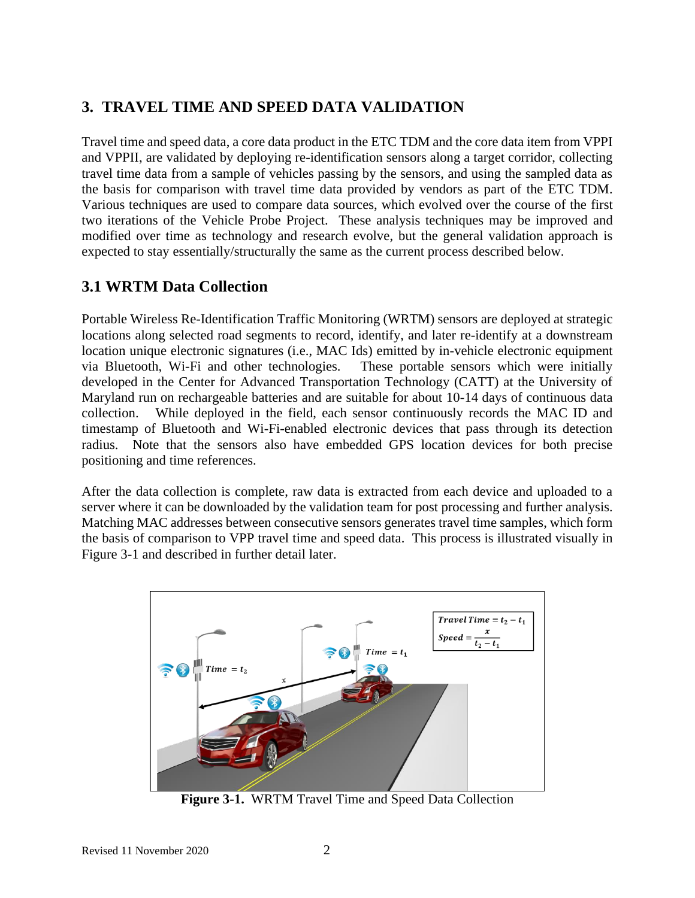# 3. TRAVEL TIME AND SPEED DATA VALIDATION

Travel time and speed data, a core data product in the ETC TDM and the core data item from VPPI and VPPII, are validated by deploying re-identification sensors along a target corridor, collecting travel time data from a sample of vehicles passing by the sensors, and using the sampled data as the basis for comparison with travel time data provided by vendors as part of the ETC TDM. Various techniques are used to compare data sources, which evolved over the course of the first two iterations of the Vehicle Probe Project. These analysis techniques may be improved and modified over time as technology and research evolve, but the general validation approach is expected to stay essentially/structurally the same as the current process described below.

## 3.1 WRTM Data Collection

Portable Wireless Re-Identification Traffic Monitoring (WRTM) sensors are deployed at strategic locations along selected road segments to record, identify, and later re-identify at a downstream location unique electronic signatures (i.e., MAC Ids) emitted by in-vehicle electronic equipment via Bluetooth, Wi-Fi and other technologies. These portable sensors which were initially developed in the Center for Advanced Transportation Technology (CATT) at the University of Maryland run on rechargeable batteries and are suitable for about 10-14 days of continuous data collection. While deployed in the field, each sensor continuously records the MAC ID and timestamp of Bluetooth and Wi-Fi-enabled electronic devices that pass through its detection radius. Note that the sensors also have embedded GPS location devices for both precise positioning and time references.

After the data collection is complete, raw data is extracted from each device and uploaded to a server where it can be downloaded by the validation team for post processing and further analysis. Matching MAC addresses between consecutive sensors generates travel time samples, which form the basis of comparison to VPP travel time and speed data. This process is illustrated visually in Figure 3-1 and described in further detail later.

$$Travel\ Time = t_2 - t_1$$

$$Speed = \frac{x}{t_2 - t_1}$$

**Figure 3-1.** WRTM Travel Time and Speed Data Collection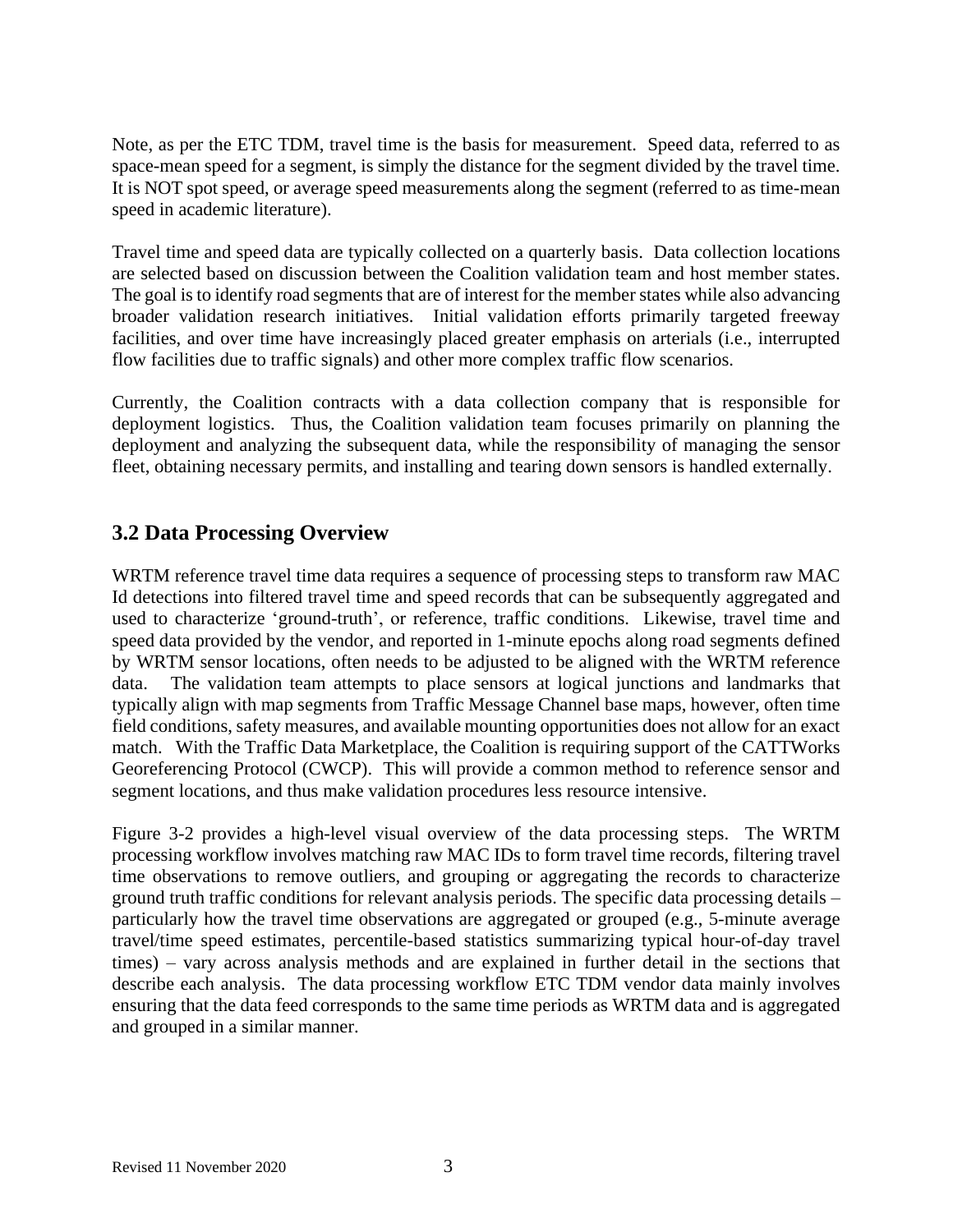Note, as per the ETC TDM, travel time is the basis for measurement. Speed data, referred to as space-mean speed for a segment, is simply the distance for the segment divided by the travel time. It is NOT spot speed, or average speed measurements along the segment (referred to as time-mean speed in academic literature).

Travel time and speed data are typically collected on a quarterly basis. Data collection locations are selected based on discussion between the Coalition validation team and host member states. The goal is to identify road segments that are of interest for the member states while also advancing broader validation research initiatives. Initial validation efforts primarily targeted freeway facilities, and over time have increasingly placed greater emphasis on arterials (i.e., interrupted flow facilities due to traffic signals) and other more complex traffic flow scenarios.

Currently, the Coalition contracts with a data collection company that is responsible for deployment logistics. Thus, the Coalition validation team focuses primarily on planning the deployment and analyzing the subsequent data, while the responsibility of managing the sensor fleet, obtaining necessary permits, and installing and tearing down sensors is handled externally.

## 3.2 Data Processing Overview

WRTM reference travel time data requires a sequence of processing steps to transform raw MAC Id detections into filtered travel time and speed records that can be subsequently aggregated and used to characterize 'ground-truth', or reference, traffic conditions. Likewise, travel time and speed data provided by the vendor, and reported in 1-minute epochs along road segments defined by WRTM sensor locations, often needs to be adjusted to be aligned with the WRTM reference data. The validation team attempts to place sensors at logical junctions and landmarks that typically align with map segments from Traffic Message Channel base maps, however, often time field conditions, safety measures, and available mounting opportunities does not allow for an exact match. With the Traffic Data Marketplace, the Coalition is requiring support of the CATTWorks Georeferencing Protocol (CWCP). This will provide a common method to reference sensor and segment locations, and thus make validation procedures less resource intensive.

Figure 3-2 provides a high-level visual overview of the data processing steps. The WRTM processing workflow involves matching raw MAC IDs to form travel time records, filtering travel time observations to remove outliers, and grouping or aggregating the records to characterize ground truth traffic conditions for relevant analysis periods. The specific data processing details – particularly how the travel time observations are aggregated or grouped (e.g., 5-minute average travel/time speed estimates, percentile-based statistics summarizing typical hour-of-day travel times) – vary across analysis methods and are explained in further detail in the sections that describe each analysis. The data processing workflow ETC TDM vendor data mainly involves ensuring that the data feed corresponds to the same time periods as WRTM data and is aggregated and grouped in a similar manner.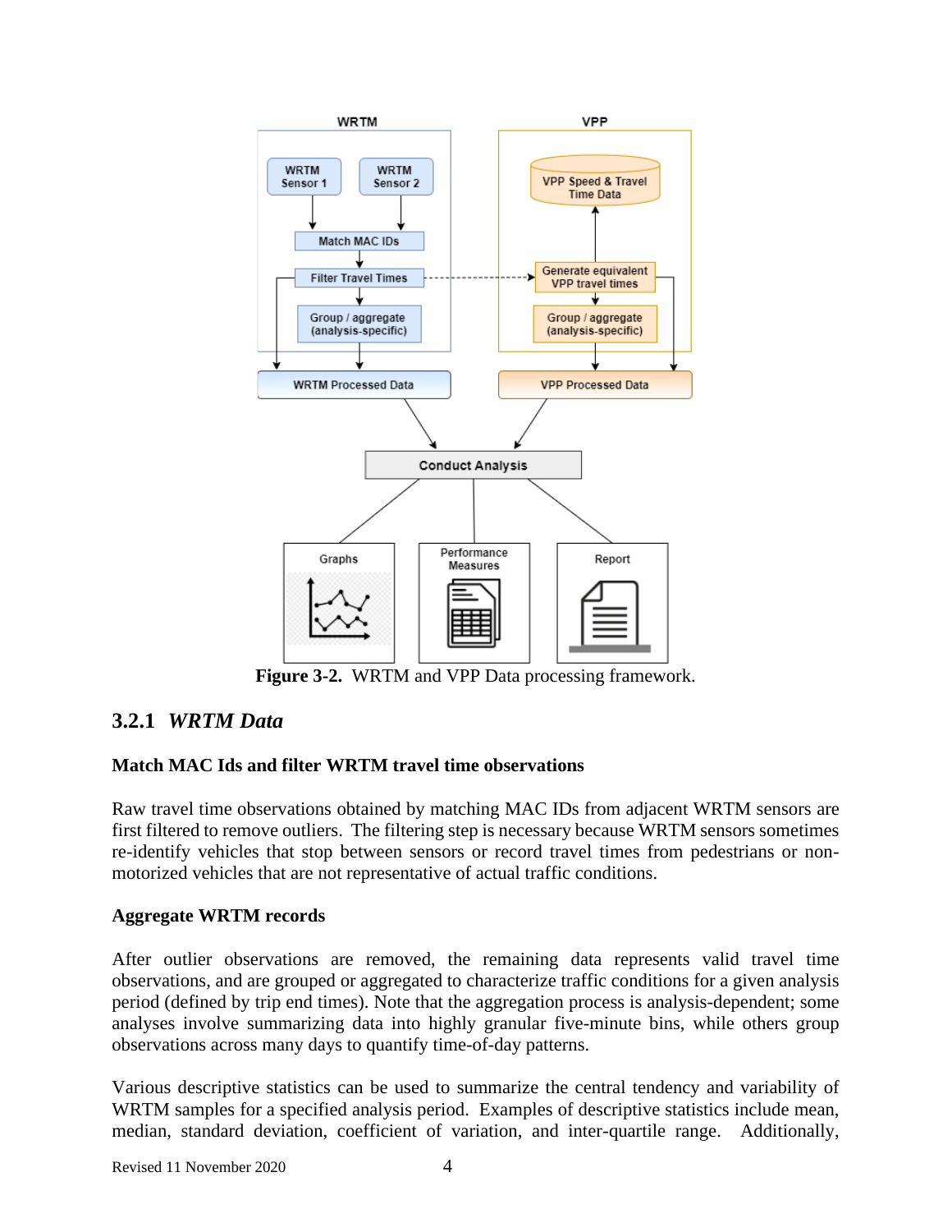**Figure 3-2.** WRTM and VPP Data processing framework.

### 3.2.1 *WRTM Data*

**Match MAC Ids and filter WRTM travel time observations**

Raw travel time observations obtained by matching MAC IDs from adjacent WRTM sensors are first filtered to remove outliers. The filtering step is necessary because WRTM sensors sometimes re-identify vehicles that stop between sensors or record travel times from pedestrians or non-motorized vehicles that are not representative of actual traffic conditions.

**Aggregate WRTM records**

After outlier observations are removed, the remaining data represents valid travel time observations, and are grouped or aggregated to characterize traffic conditions for a given analysis period (defined by trip end times). Note that the aggregation process is analysis-dependent; some analyses involve summarizing data into highly granular five-minute bins, while others group observations across many days to quantify time-of-day patterns.

Various descriptive statistics can be used to summarize the central tendency and variability of WRTM samples for a specified analysis period. Examples of descriptive statistics include mean, median, standard deviation, coefficient of variation, and inter-quartile range. Additionally,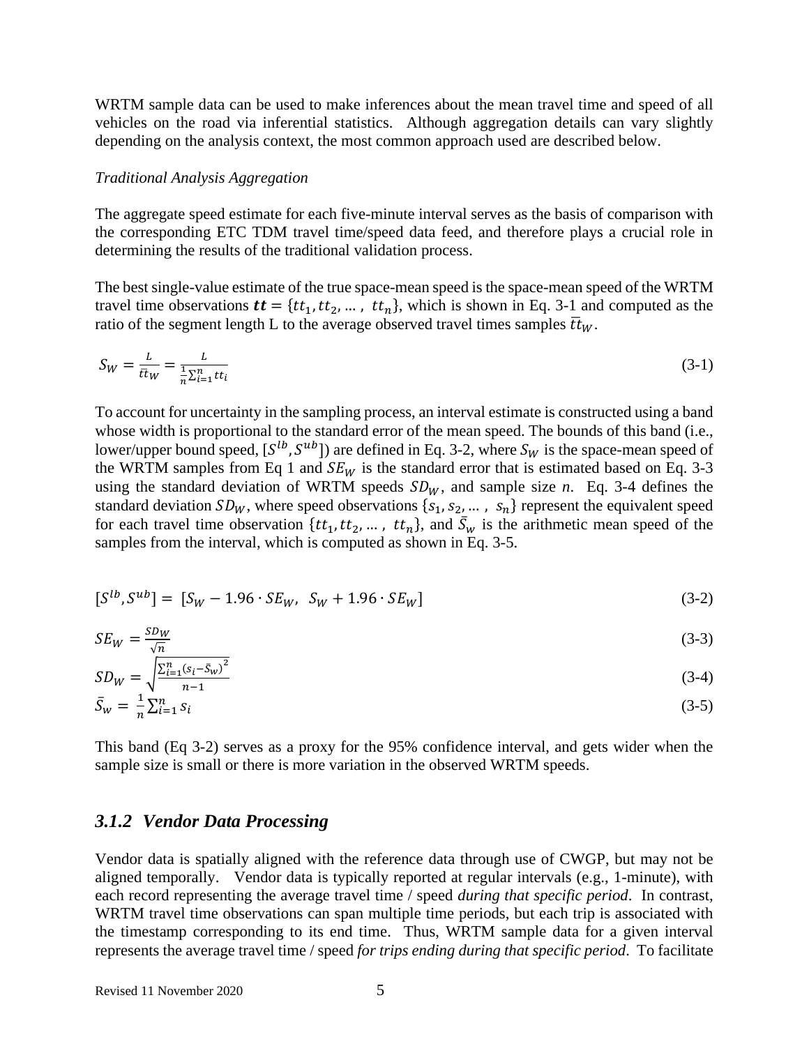WRTM sample data can be used to make inferences about the mean travel time and speed of all vehicles on the road via inferential statistics. Although aggregation details can vary slightly depending on the analysis context, the most common approach used are described below.

*Traditional Analysis Aggregation*

The aggregate speed estimate for each five-minute interval serves as the basis of comparison with the corresponding ETC TDM travel time/speed data feed, and therefore plays a crucial role in determining the results of the traditional validation process.

The best single-value estimate of the true space-mean speed is the space-mean speed of the WRTM travel time observations $\boldsymbol{tt} = \{tt_1, tt_2, \ldots, tt_n\}$, which is shown in Eq. 3-1 and computed as the ratio of the segment length L to the average observed travel times samples $\overline{tt}_W$.

$$S_W = \frac{L}{\overline{tt}_W} = \frac{L}{\frac{1}{n}\sum_{i=1}^{n} tt_i} \tag{3-1}$$

To account for uncertainty in the sampling process, an interval estimate is constructed using a band whose width is proportional to the standard error of the mean speed. The bounds of this band (i.e., lower/upper bound speed, $[S^{lb}, S^{ub}]$) are defined in Eq. 3-2, where $S_W$ is the space-mean speed of the WRTM samples from Eq 1 and $SE_W$ is the standard error that is estimated based on Eq. 3-3 using the standard deviation of WRTM speeds $SD_W$, and sample size *n*. Eq. 3-4 defines the standard deviation $SD_W$, where speed observations $\{s_1, s_2, \ldots, s_n\}$ represent the equivalent speed for each travel time observation $\{tt_1, tt_2, \ldots, tt_n\}$, and $\bar{S}_w$ is the arithmetic mean speed of the samples from the interval, which is computed as shown in Eq. 3-5.

$$[S^{lb}, S^{ub}] = [S_W - 1.96 \cdot SE_W,\ \ S_W + 1.96 \cdot SE_W] \tag{3-2}$$

$$SE_W = \frac{SD_W}{\sqrt{n}} \tag{3-3}$$

$$SD_W = \sqrt{\frac{\sum_{i=1}^{n}(s_i - \bar{S}_w)^2}{n-1}} \tag{3-4}$$

$$\bar{S}_w = \frac{1}{n}\sum_{i=1}^{n} s_i \tag{3-5}$$

This band (Eq 3-2) serves as a proxy for the 95% confidence interval, and gets wider when the sample size is small or there is more variation in the observed WRTM speeds.

### *3.1.2 Vendor Data Processing*

Vendor data is spatially aligned with the reference data through use of CWGP, but may not be aligned temporally. Vendor data is typically reported at regular intervals (e.g., 1-minute), with each record representing the average travel time / speed *during that specific period*. In contrast, WRTM travel time observations can span multiple time periods, but each trip is associated with the timestamp corresponding to its end time. Thus, WRTM sample data for a given interval represents the average travel time / speed *for trips ending during that specific period*. To facilitate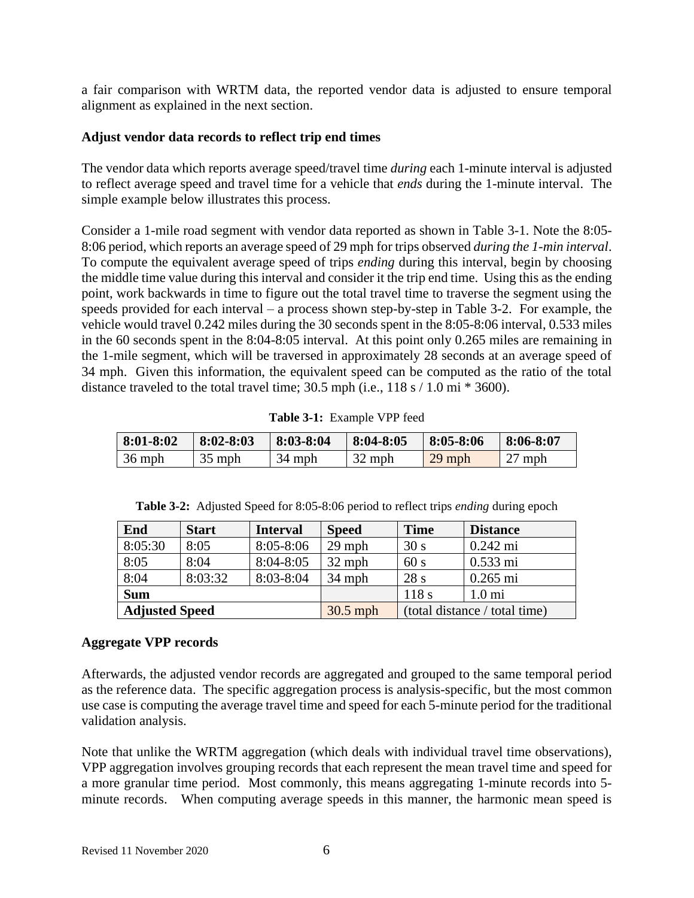a fair comparison with WRTM data, the reported vendor data is adjusted to ensure temporal alignment as explained in the next section.

**Adjust vendor data records to reflect trip end times**

The vendor data which reports average speed/travel time *during* each 1-minute interval is adjusted to reflect average speed and travel time for a vehicle that *ends* during the 1-minute interval. The simple example below illustrates this process.

Consider a 1-mile road segment with vendor data reported as shown in Table 3-1. Note the 8:05-8:06 period, which reports an average speed of 29 mph for trips observed *during the 1-min interval*. To compute the equivalent average speed of trips *ending* during this interval, begin by choosing the middle time value during this interval and consider it the trip end time. Using this as the ending point, work backwards in time to figure out the total travel time to traverse the segment using the speeds provided for each interval – a process shown step-by-step in Table 3-2. For example, the vehicle would travel 0.242 miles during the 30 seconds spent in the 8:05-8:06 interval, 0.533 miles in the 60 seconds spent in the 8:04-8:05 interval. At this point only 0.265 miles are remaining in the 1-mile segment, which will be traversed in approximately 28 seconds at an average speed of 34 mph. Given this information, the equivalent speed can be computed as the ratio of the total distance traveled to the total travel time; 30.5 mph (i.e., 118 s / 1.0 mi * 3600).

**Table 3-1:** Example VPP feed

| 8:01-8:02 | 8:02-8:03 | 8:03-8:04 | 8:04-8:05 | 8:05-8:06 | 8:06-8:07 |
|---|---|---|---|---|---|
| 36 mph | 35 mph | 34 mph | 32 mph | 29 mph | 27 mph |

**Table 3-2:** Adjusted Speed for 8:05-8:06 period to reflect trips *ending* during epoch

| End | Start | Interval | Speed | Time | Distance |
|---|---|---|---|---|---|
| 8:05:30 | 8:05 | 8:05-8:06 | 29 mph | 30 s | 0.242 mi |
| 8:05 | 8:04 | 8:04-8:05 | 32 mph | 60 s | 0.533 mi |
| 8:04 | 8:03:32 | 8:03-8:04 | 34 mph | 28 s | 0.265 mi |
| **Sum** | | | | 118 s | 1.0 mi |
| **Adjusted Speed** | | | 30.5 mph | (total distance / total time) | |

**Aggregate VPP records**

Afterwards, the adjusted vendor records are aggregated and grouped to the same temporal period as the reference data. The specific aggregation process is analysis-specific, but the most common use case is computing the average travel time and speed for each 5-minute period for the traditional validation analysis.

Note that unlike the WRTM aggregation (which deals with individual travel time observations), VPP aggregation involves grouping records that each represent the mean travel time and speed for a more granular time period. Most commonly, this means aggregating 1-minute records into 5-minute records. When computing average speeds in this manner, the harmonic mean speed is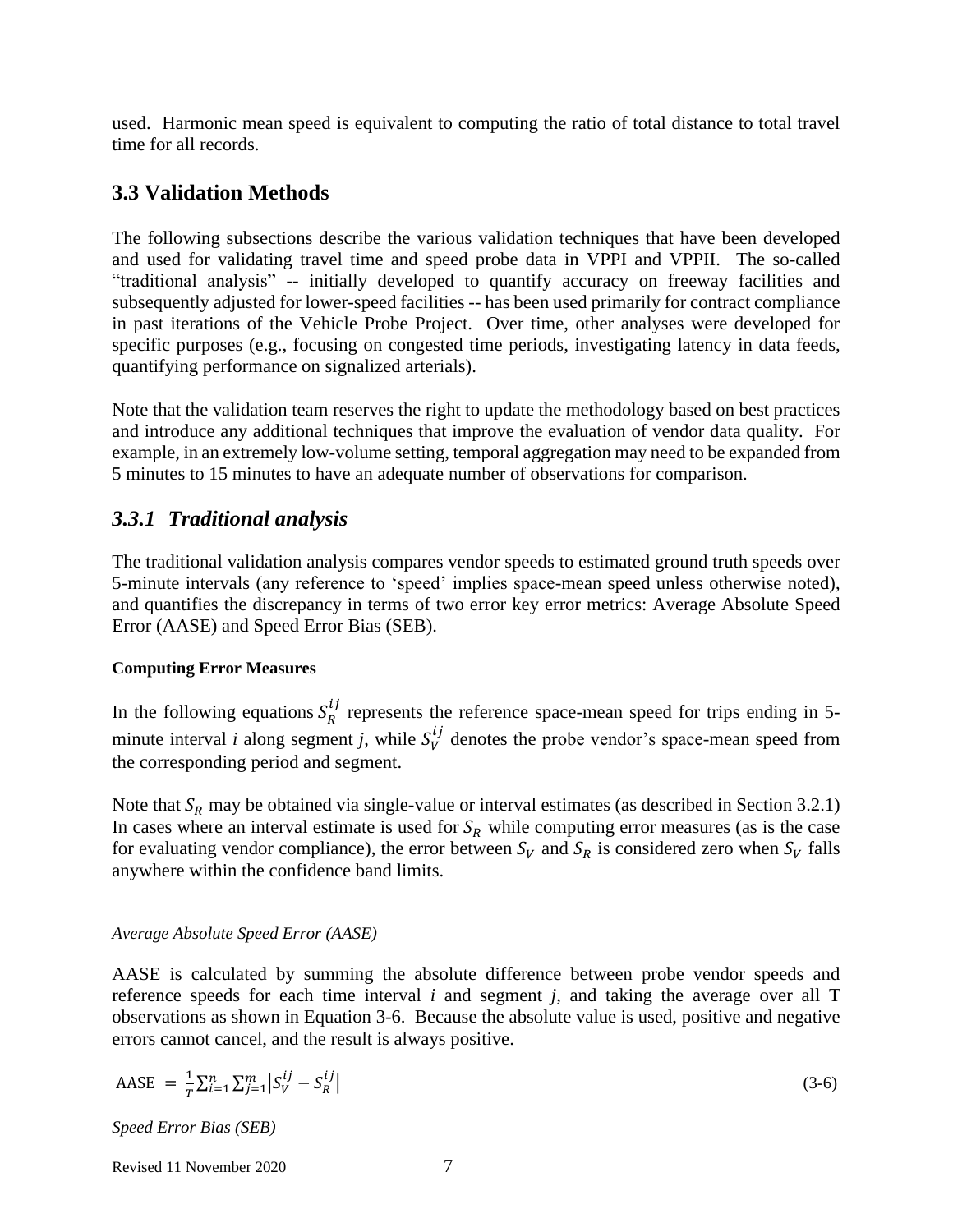used. Harmonic mean speed is equivalent to computing the ratio of total distance to total travel time for all records.

## 3.3 Validation Methods

The following subsections describe the various validation techniques that have been developed and used for validating travel time and speed probe data in VPPI and VPPII. The so-called "traditional analysis" -- initially developed to quantify accuracy on freeway facilities and subsequently adjusted for lower-speed facilities -- has been used primarily for contract compliance in past iterations of the Vehicle Probe Project. Over time, other analyses were developed for specific purposes (e.g., focusing on congested time periods, investigating latency in data feeds, quantifying performance on signalized arterials).

Note that the validation team reserves the right to update the methodology based on best practices and introduce any additional techniques that improve the evaluation of vendor data quality. For example, in an extremely low-volume setting, temporal aggregation may need to be expanded from 5 minutes to 15 minutes to have an adequate number of observations for comparison.

### *3.3.1 Traditional analysis*

The traditional validation analysis compares vendor speeds to estimated ground truth speeds over 5-minute intervals (any reference to 'speed' implies space-mean speed unless otherwise noted), and quantifies the discrepancy in terms of two error key error metrics: Average Absolute Speed Error (AASE) and Speed Error Bias (SEB).

#### Computing Error Measures

In the following equations $S_R^{ij}$ represents the reference space-mean speed for trips ending in 5-minute interval *i* along segment *j*, while $S_V^{ij}$ denotes the probe vendor's space-mean speed from the corresponding period and segment.

Note that $S_R$ may be obtained via single-value or interval estimates (as described in Section 3.2.1) In cases where an interval estimate is used for $S_R$ while computing error measures (as is the case for evaluating vendor compliance), the error between $S_V$ and $S_R$ is considered zero when $S_V$ falls anywhere within the confidence band limits.

*Average Absolute Speed Error (AASE)*

AASE is calculated by summing the absolute difference between probe vendor speeds and reference speeds for each time interval *i* and segment *j*, and taking the average over all T observations as shown in Equation 3-6. Because the absolute value is used, positive and negative errors cannot cancel, and the result is always positive.

$$\text{AASE} = \frac{1}{T}\sum_{i=1}^{n}\sum_{j=1}^{m}\left|S_V^{ij} - S_R^{ij}\right| \tag{3-6}$$

*Speed Error Bias (SEB)*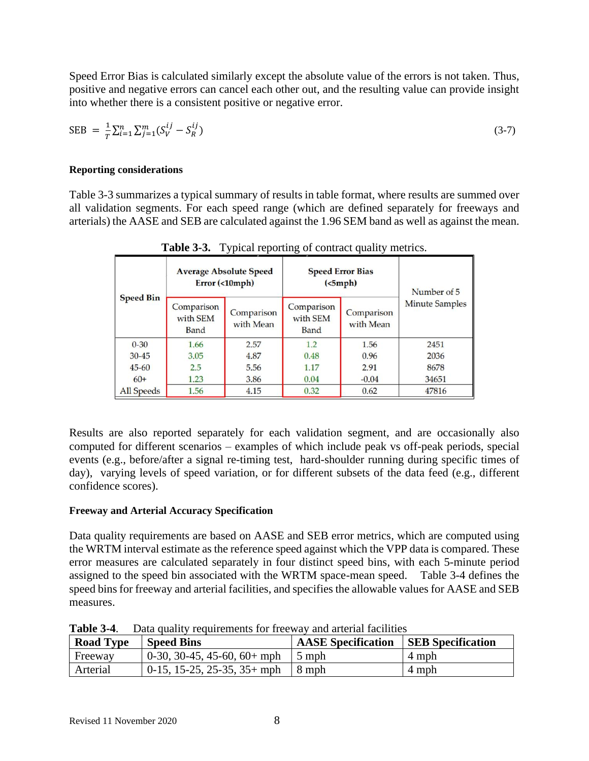Speed Error Bias is calculated similarly except the absolute value of the errors is not taken. Thus, positive and negative errors can cancel each other out, and the resulting value can provide insight into whether there is a consistent positive or negative error.

$$\text{SEB} = \frac{1}{T}\sum_{i=1}^{n}\sum_{j=1}^{m}(S_V^{ij} - S_R^{ij}) \tag{3-7}$$

**Reporting considerations**

Table 3-3 summarizes a typical summary of results in table format, where results are summed over all validation segments. For each speed range (which are defined separately for freeways and arterials) the AASE and SEB are calculated against the 1.96 SEM band as well as against the mean.

**Table 3-3.** Typical reporting of contract quality metrics.

| Speed Bin | Average Absolute Speed Error (<10mph) | | Speed Error Bias (<5mph) | | Number of 5 Minute Samples |
|---|---|---|---|---|---|
| | Comparison with SEM Band | Comparison with Mean | Comparison with SEM Band | Comparison with Mean | |
| 0-30 | 1.66 | 2.57 | 1.2 | 1.56 | 2451 |
| 30-45 | 3.05 | 4.87 | 0.48 | 0.96 | 2036 |
| 45-60 | 2.5 | 5.56 | 1.17 | 2.91 | 8678 |
| 60+ | 1.23 | 3.86 | 0.04 | -0.04 | 34651 |
| All Speeds | 1.56 | 4.15 | 0.32 | 0.62 | 47816 |

Results are also reported separately for each validation segment, and are occasionally also computed for different scenarios – examples of which include peak vs off-peak periods, special events (e.g., before/after a signal re-timing test, hard-shoulder running during specific times of day), varying levels of speed variation, or for different subsets of the data feed (e.g., different confidence scores).

**Freeway and Arterial Accuracy Specification**

Data quality requirements are based on AASE and SEB error metrics, which are computed using the WRTM interval estimate as the reference speed against which the VPP data is compared. These error measures are calculated separately in four distinct speed bins, with each 5-minute period assigned to the speed bin associated with the WRTM space-mean speed. Table 3-4 defines the speed bins for freeway and arterial facilities, and specifies the allowable values for AASE and SEB measures.

**Table 3-4**. Data quality requirements for freeway and arterial facilities

| Road Type | Speed Bins | AASE Specification | SEB Specification |
|---|---|---|---|
| Freeway | 0-30, 30-45, 45-60, 60+ mph | 5 mph | 4 mph |
| Arterial | 0-15, 15-25, 25-35, 35+ mph | 8 mph | 4 mph |

Revised 11 November 2020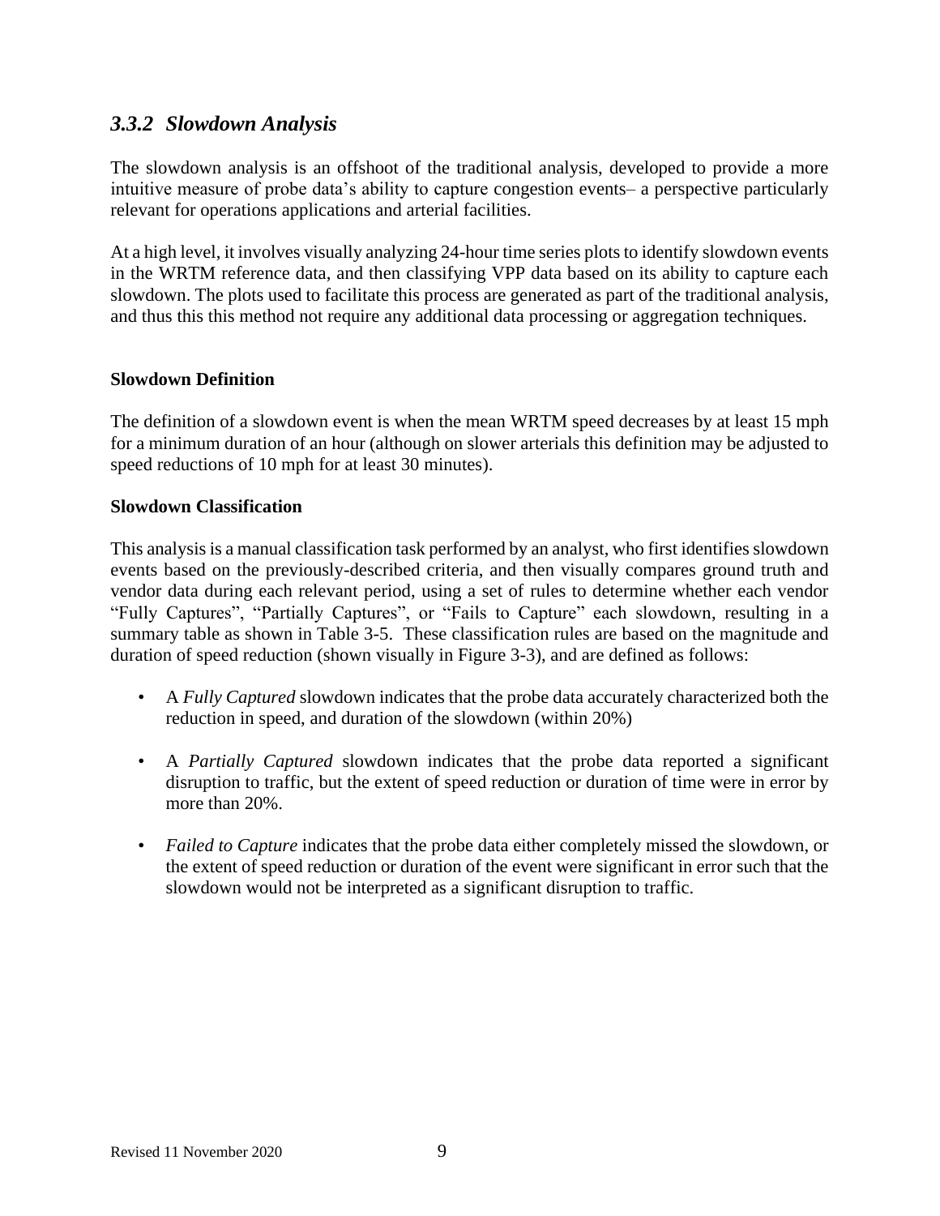### *3.3.2 Slowdown Analysis*

The slowdown analysis is an offshoot of the traditional analysis, developed to provide a more intuitive measure of probe data's ability to capture congestion events– a perspective particularly relevant for operations applications and arterial facilities.

At a high level, it involves visually analyzing 24-hour time series plots to identify slowdown events in the WRTM reference data, and then classifying VPP data based on its ability to capture each slowdown. The plots used to facilitate this process are generated as part of the traditional analysis, and thus this this method not require any additional data processing or aggregation techniques.

**Slowdown Definition**

The definition of a slowdown event is when the mean WRTM speed decreases by at least 15 mph for a minimum duration of an hour (although on slower arterials this definition may be adjusted to speed reductions of 10 mph for at least 30 minutes).

**Slowdown Classification**

This analysis is a manual classification task performed by an analyst, who first identifies slowdown events based on the previously-described criteria, and then visually compares ground truth and vendor data during each relevant period, using a set of rules to determine whether each vendor "Fully Captures", "Partially Captures", or "Fails to Capture" each slowdown, resulting in a summary table as shown in Table 3-5. These classification rules are based on the magnitude and duration of speed reduction (shown visually in Figure 3-3), and are defined as follows:

- A *Fully Captured* slowdown indicates that the probe data accurately characterized both the reduction in speed, and duration of the slowdown (within 20%)
- A *Partially Captured* slowdown indicates that the probe data reported a significant disruption to traffic, but the extent of speed reduction or duration of time were in error by more than 20%.
- *Failed to Capture* indicates that the probe data either completely missed the slowdown, or the extent of speed reduction or duration of the event were significant in error such that the slowdown would not be interpreted as a significant disruption to traffic.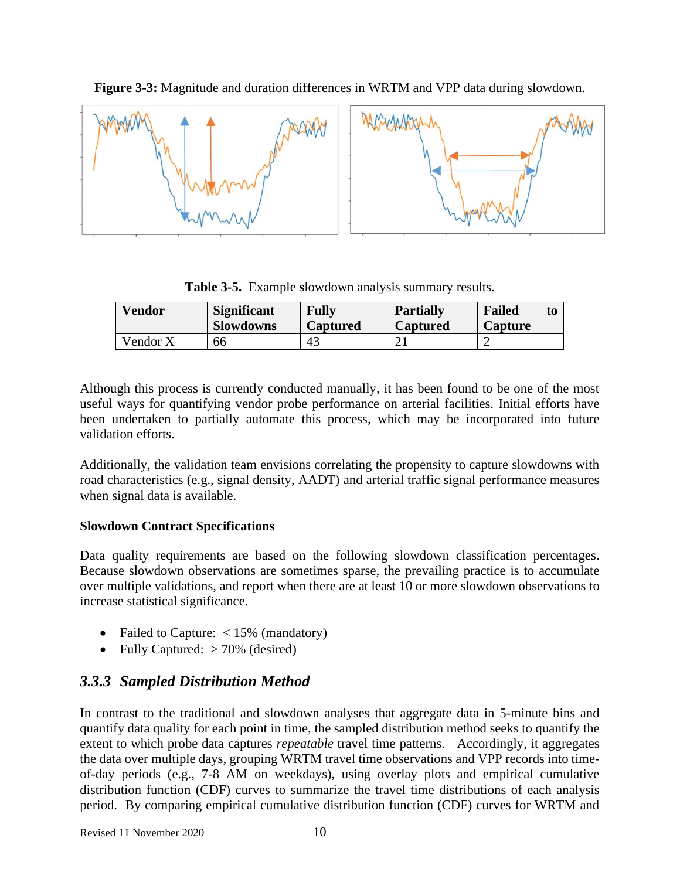**Figure 3-3:** Magnitude and duration differences in WRTM and VPP data during slowdown.

**Table 3-5.** Example slowdown analysis summary results.

| Vendor | Significant Slowdowns | Fully Captured | Partially Captured | Failed to Capture |
|---|---|---|---|---|
| Vendor X | 66 | 43 | 21 | 2 |

Although this process is currently conducted manually, it has been found to be one of the most useful ways for quantifying vendor probe performance on arterial facilities. Initial efforts have been undertaken to partially automate this process, which may be incorporated into future validation efforts.

Additionally, the validation team envisions correlating the propensity to capture slowdowns with road characteristics (e.g., signal density, AADT) and arterial traffic signal performance measures when signal data is available.

**Slowdown Contract Specifications**

Data quality requirements are based on the following slowdown classification percentages. Because slowdown observations are sometimes sparse, the prevailing practice is to accumulate over multiple validations, and report when there are at least 10 or more slowdown observations to increase statistical significance.

- Failed to Capture: < 15% (mandatory)
- Fully Captured: > 70% (desired)

### *3.3.3 Sampled Distribution Method*

In contrast to the traditional and slowdown analyses that aggregate data in 5-minute bins and quantify data quality for each point in time, the sampled distribution method seeks to quantify the extent to which probe data captures *repeatable* travel time patterns. Accordingly, it aggregates the data over multiple days, grouping WRTM travel time observations and VPP records into time-of-day periods (e.g., 7-8 AM on weekdays), using overlay plots and empirical cumulative distribution function (CDF) curves to summarize the travel time distributions of each analysis period. By comparing empirical cumulative distribution function (CDF) curves for WRTM and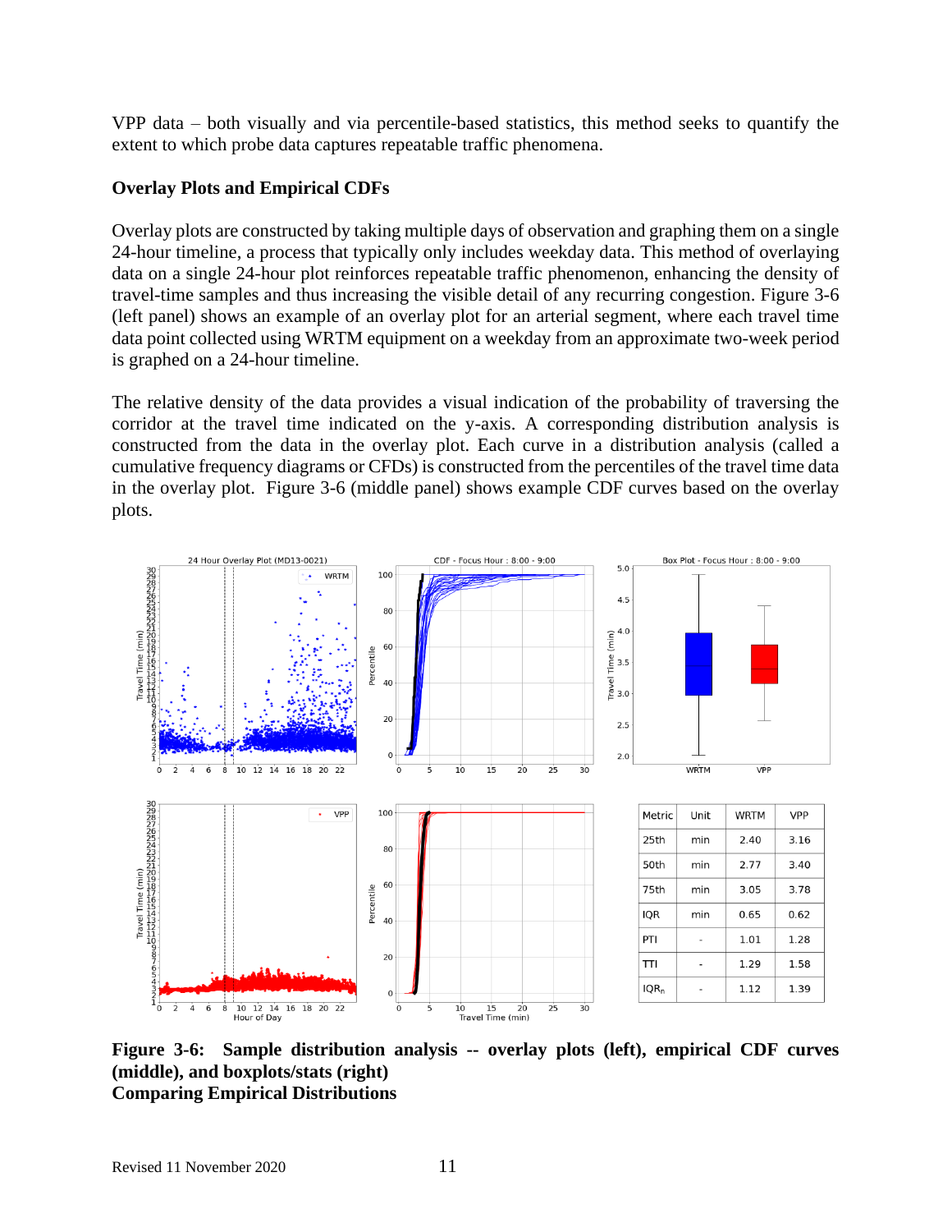VPP data – both visually and via percentile-based statistics, this method seeks to quantify the extent to which probe data captures repeatable traffic phenomena.

### Overlay Plots and Empirical CDFs

Overlay plots are constructed by taking multiple days of observation and graphing them on a single 24-hour timeline, a process that typically only includes weekday data. This method of overlaying data on a single 24-hour plot reinforces repeatable traffic phenomenon, enhancing the density of travel-time samples and thus increasing the visible detail of any recurring congestion. Figure 3-6 (left panel) shows an example of an overlay plot for an arterial segment, where each travel time data point collected using WRTM equipment on a weekday from an approximate two-week period is graphed on a 24-hour timeline.

The relative density of the data provides a visual indication of the probability of traversing the corridor at the travel time indicated on the y-axis. A corresponding distribution analysis is constructed from the data in the overlay plot. Each curve in a distribution analysis (called a cumulative frequency diagrams or CFDs) is constructed from the percentiles of the travel time data in the overlay plot. Figure 3-6 (middle panel) shows example CDF curves based on the overlay plots.

| Metric | Unit | WRTM | VPP |
|---|---|---|---|
| 25th | min | 2.40 | 3.16 |
| 50th | min | 2.77 | 3.40 |
| 75th | min | 3.05 | 3.78 |
| IQR | min | 0.65 | 0.62 |
| PTI | - | 1.01 | 1.28 |
| TTI | - | 1.29 | 1.58 |
| $IQR_n$ | - | 1.12 | 1.39 |

**Figure 3-6: Sample distribution analysis -- overlay plots (left), empirical CDF curves (middle), and boxplots/stats (right)**

### Comparing Empirical Distributions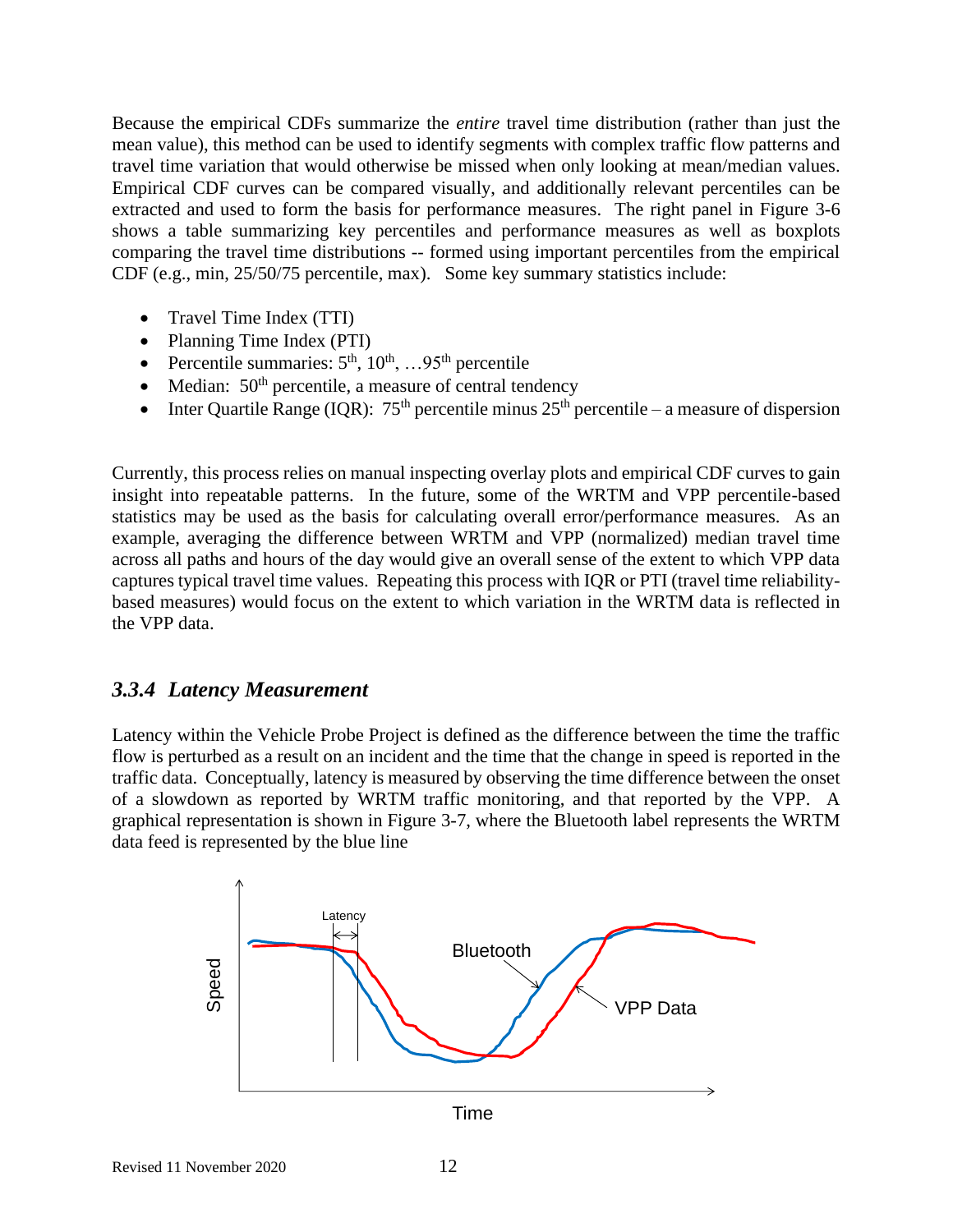Because the empirical CDFs summarize the *entire* travel time distribution (rather than just the mean value), this method can be used to identify segments with complex traffic flow patterns and travel time variation that would otherwise be missed when only looking at mean/median values. Empirical CDF curves can be compared visually, and additionally relevant percentiles can be extracted and used to form the basis for performance measures. The right panel in Figure 3-6 shows a table summarizing key percentiles and performance measures as well as boxplots comparing the travel time distributions -- formed using important percentiles from the empirical CDF (e.g., min, 25/50/75 percentile, max). Some key summary statistics include:

- Travel Time Index (TTI)
- Planning Time Index (PTI)
- Percentile summaries: 5th, 10th, …95th percentile
- Median: 50th percentile, a measure of central tendency
- Inter Quartile Range (IQR): 75th percentile minus 25th percentile – a measure of dispersion

Currently, this process relies on manual inspecting overlay plots and empirical CDF curves to gain insight into repeatable patterns. In the future, some of the WRTM and VPP percentile-based statistics may be used as the basis for calculating overall error/performance measures. As an example, averaging the difference between WRTM and VPP (normalized) median travel time across all paths and hours of the day would give an overall sense of the extent to which VPP data captures typical travel time values. Repeating this process with IQR or PTI (travel time reliability-based measures) would focus on the extent to which variation in the WRTM data is reflected in the VPP data.

### *3.3.4 Latency Measurement*

Latency within the Vehicle Probe Project is defined as the difference between the time the traffic flow is perturbed as a result on an incident and the time that the change in speed is reported in the traffic data. Conceptually, latency is measured by observing the time difference between the onset of a slowdown as reported by WRTM traffic monitoring, and that reported by the VPP. A graphical representation is shown in Figure 3-7, where the Bluetooth label represents the WRTM data feed is represented by the blue line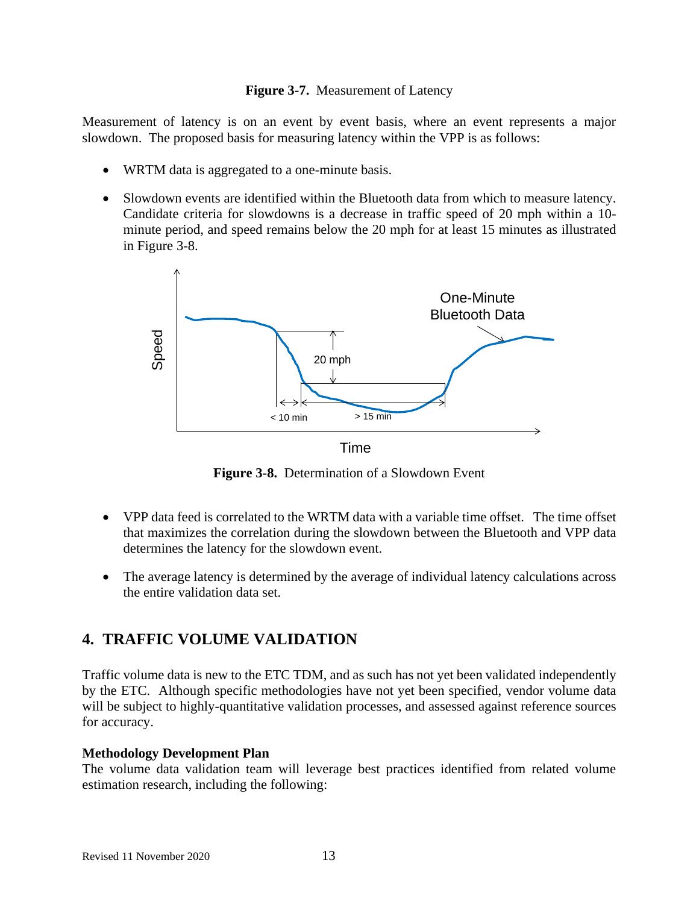**Figure 3-7.** Measurement of Latency

Measurement of latency is on an event by event basis, where an event represents a major slowdown. The proposed basis for measuring latency within the VPP is as follows:

- WRTM data is aggregated to a one-minute basis.
- Slowdown events are identified within the Bluetooth data from which to measure latency. Candidate criteria for slowdowns is a decrease in traffic speed of 20 mph within a 10-minute period, and speed remains below the 20 mph for at least 15 minutes as illustrated in Figure 3-8.

**Figure 3-8.** Determination of a Slowdown Event

- VPP data feed is correlated to the WRTM data with a variable time offset. The time offset that maximizes the correlation during the slowdown between the Bluetooth and VPP data determines the latency for the slowdown event.
- The average latency is determined by the average of individual latency calculations across the entire validation data set.

# 4. TRAFFIC VOLUME VALIDATION

Traffic volume data is new to the ETC TDM, and as such has not yet been validated independently by the ETC. Although specific methodologies have not yet been specified, vendor volume data will be subject to highly-quantitative validation processes, and assessed against reference sources for accuracy.

**Methodology Development Plan**
The volume data validation team will leverage best practices identified from related volume estimation research, including the following: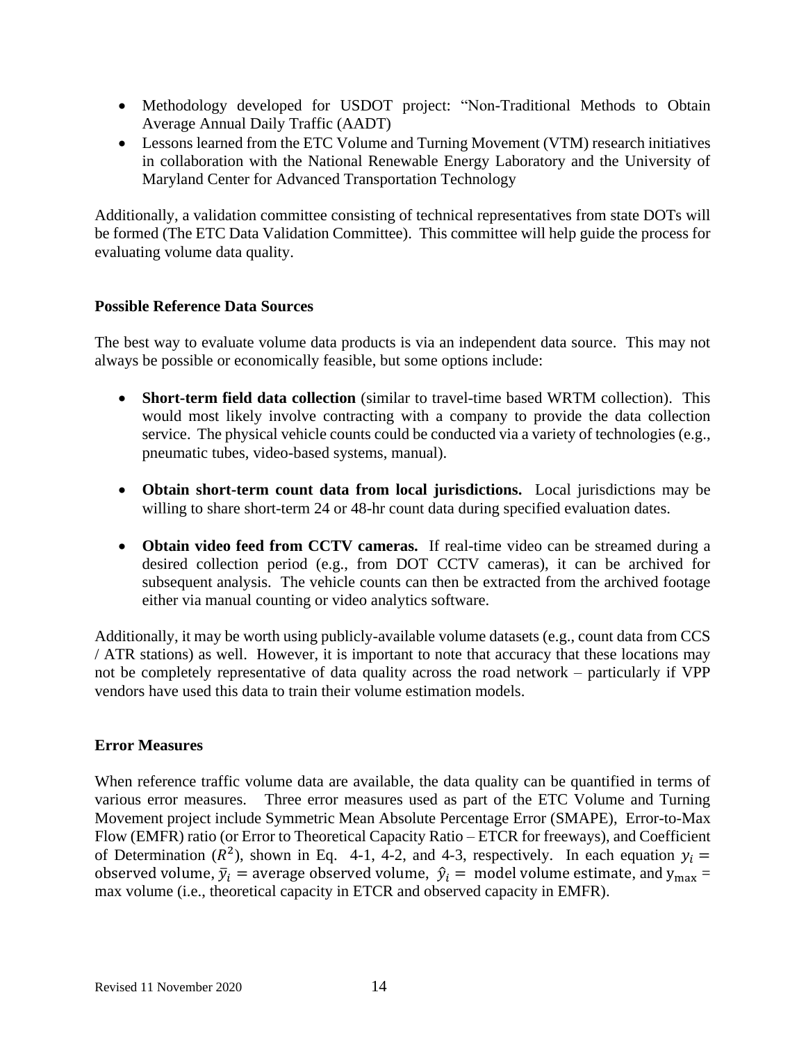- Methodology developed for USDOT project: "Non-Traditional Methods to Obtain Average Annual Daily Traffic (AADT)
- Lessons learned from the ETC Volume and Turning Movement (VTM) research initiatives in collaboration with the National Renewable Energy Laboratory and the University of Maryland Center for Advanced Transportation Technology

Additionally, a validation committee consisting of technical representatives from state DOTs will be formed (The ETC Data Validation Committee). This committee will help guide the process for evaluating volume data quality.

### Possible Reference Data Sources

The best way to evaluate volume data products is via an independent data source. This may not always be possible or economically feasible, but some options include:

- **Short-term field data collection** (similar to travel-time based WRTM collection). This would most likely involve contracting with a company to provide the data collection service. The physical vehicle counts could be conducted via a variety of technologies (e.g., pneumatic tubes, video-based systems, manual).

- **Obtain short-term count data from local jurisdictions.** Local jurisdictions may be willing to share short-term 24 or 48-hr count data during specified evaluation dates.

- **Obtain video feed from CCTV cameras.** If real-time video can be streamed during a desired collection period (e.g., from DOT CCTV cameras), it can be archived for subsequent analysis. The vehicle counts can then be extracted from the archived footage either via manual counting or video analytics software.

Additionally, it may be worth using publicly-available volume datasets (e.g., count data from CCS / ATR stations) as well. However, it is important to note that accuracy that these locations may not be completely representative of data quality across the road network – particularly if VPP vendors have used this data to train their volume estimation models.

### Error Measures

When reference traffic volume data are available, the data quality can be quantified in terms of various error measures. Three error measures used as part of the ETC Volume and Turning Movement project include Symmetric Mean Absolute Percentage Error (SMAPE), Error-to-Max Flow (EMFR) ratio (or Error to Theoretical Capacity Ratio – ETCR for freeways), and Coefficient of Determination ($R^2$), shown in Eq. 4-1, 4-2, and 4-3, respectively. In each equation $y_i =$ observed volume, $\bar{y}_i =$ average observed volume, $\hat{y}_i =$ model volume estimate, and $y_{\max} =$ max volume (i.e., theoretical capacity in ETCR and observed capacity in EMFR).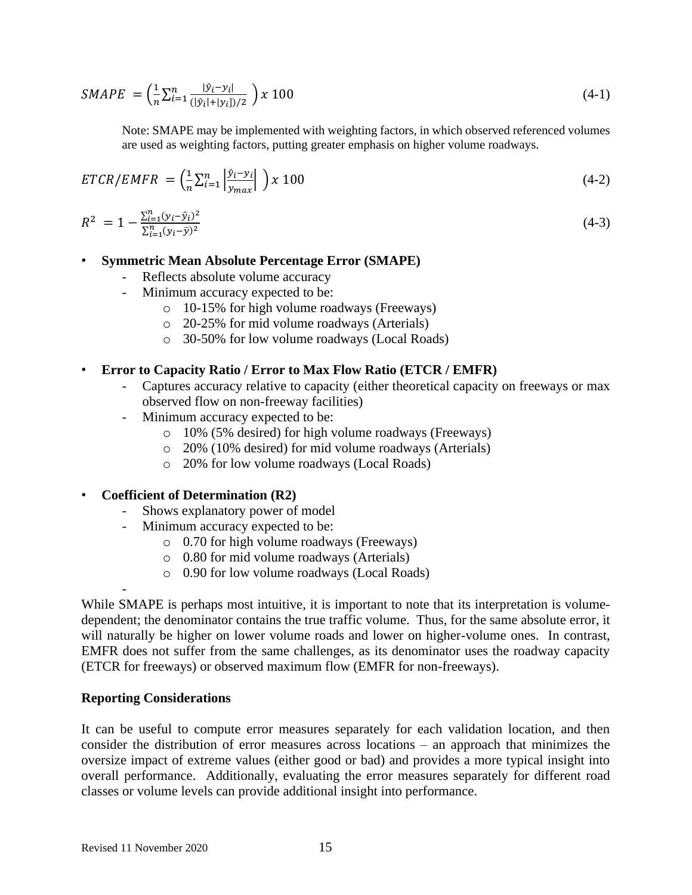$$SMAPE = \left(\frac{1}{n}\sum_{i=1}^{n}\frac{|\hat{y}_i - y_i|}{(|\hat{y}_i| + |y_i|)/2}\right) x\ 100 \tag{4-1}$$

Note: SMAPE may be implemented with weighting factors, in which observed referenced volumes are used as weighting factors, putting greater emphasis on higher volume roadways.

$$ETCR/EMFR = \left(\frac{1}{n}\sum_{i=1}^{n}\left|\frac{\hat{y}_i - y_i}{y_{max}}\right|\right) x\ 100 \tag{4-2}$$

$$R^2 = 1 - \frac{\sum_{i=1}^{n}(y_i - \hat{y}_i)^2}{\sum_{i=1}^{n}(y_i - \bar{y})^2} \tag{4-3}$$

- **Symmetric Mean Absolute Percentage Error (SMAPE)**
  - Reflects absolute volume accuracy
  - Minimum accuracy expected to be:
    - 10-15% for high volume roadways (Freeways)
    - 20-25% for mid volume roadways (Arterials)
    - 30-50% for low volume roadways (Local Roads)

- **Error to Capacity Ratio / Error to Max Flow Ratio (ETCR / EMFR)**
  - Captures accuracy relative to capacity (either theoretical capacity on freeways or max observed flow on non-freeway facilities)
  - Minimum accuracy expected to be:
    - 10% (5% desired) for high volume roadways (Freeways)
    - 20% (10% desired) for mid volume roadways (Arterials)
    - 20% for low volume roadways (Local Roads)

- **Coefficient of Determination (R2)**
  - Shows explanatory power of model
  - Minimum accuracy expected to be:
    - 0.70 for high volume roadways (Freeways)
    - 0.80 for mid volume roadways (Arterials)
    - 0.90 for low volume roadways (Local Roads)
  - 

While SMAPE is perhaps most intuitive, it is important to note that its interpretation is volume-dependent; the denominator contains the true traffic volume. Thus, for the same absolute error, it will naturally be higher on lower volume roads and lower on higher-volume ones. In contrast, EMFR does not suffer from the same challenges, as its denominator uses the roadway capacity (ETCR for freeways) or observed maximum flow (EMFR for non-freeways).

**Reporting Considerations**

It can be useful to compute error measures separately for each validation location, and then consider the distribution of error measures across locations – an approach that minimizes the oversize impact of extreme values (either good or bad) and provides a more typical insight into overall performance. Additionally, evaluating the error measures separately for different road classes or volume levels can provide additional insight into performance.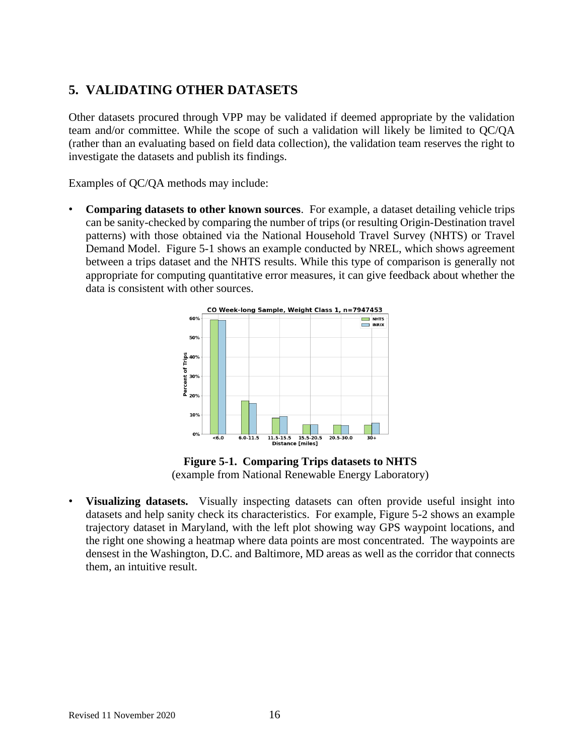# 5. VALIDATING OTHER DATASETS

Other datasets procured through VPP may be validated if deemed appropriate by the validation team and/or committee. While the scope of such a validation will likely be limited to QC/QA (rather than an evaluating based on field data collection), the validation team reserves the right to investigate the datasets and publish its findings.

Examples of QC/QA methods may include:

- **Comparing datasets to other known sources**. For example, a dataset detailing vehicle trips can be sanity-checked by comparing the number of trips (or resulting Origin-Destination travel patterns) with those obtained via the National Household Travel Survey (NHTS) or Travel Demand Model. Figure 5-1 shows an example conducted by NREL, which shows agreement between a trips dataset and the NHTS results. While this type of comparison is generally not appropriate for computing quantitative error measures, it can give feedback about whether the data is consistent with other sources.

**Figure 5-1. Comparing Trips datasets to NHTS**
(example from National Renewable Energy Laboratory)

- **Visualizing datasets.** Visually inspecting datasets can often provide useful insight into datasets and help sanity check its characteristics. For example, Figure 5-2 shows an example trajectory dataset in Maryland, with the left plot showing way GPS waypoint locations, and the right one showing a heatmap where data points are most concentrated. The waypoints are densest in the Washington, D.C. and Baltimore, MD areas as well as the corridor that connects them, an intuitive result.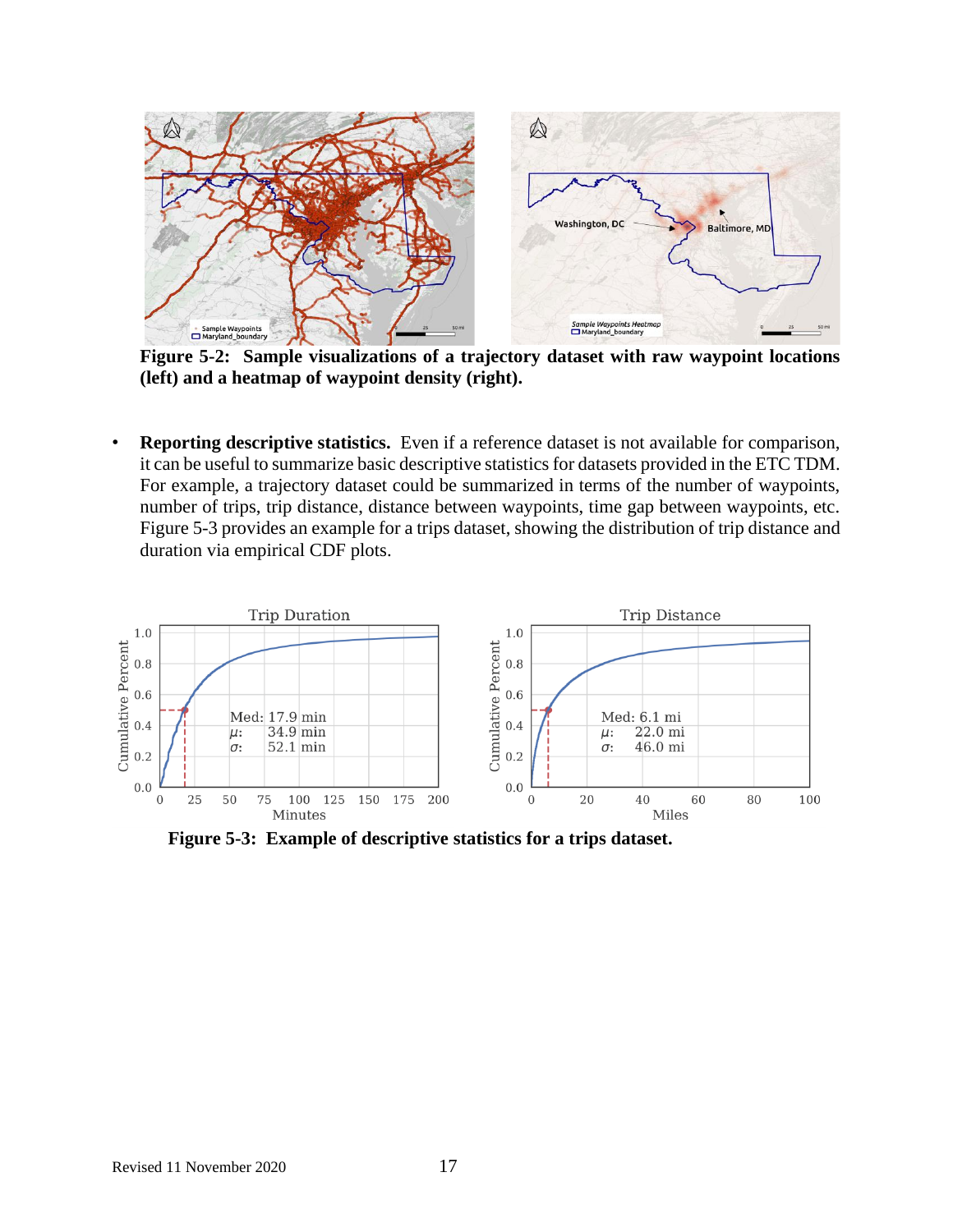Sample Waypoints
Maryland_boundary

Washington, DC
Baltimore, MD
Sample Waypoints Heatmap
Maryland_boundary

**Figure 5-2: Sample visualizations of a trajectory dataset with raw waypoint locations (left) and a heatmap of waypoint density (right).**

- **Reporting descriptive statistics.** Even if a reference dataset is not available for comparison, it can be useful to summarize basic descriptive statistics for datasets provided in the ETC TDM. For example, a trajectory dataset could be summarized in terms of the number of waypoints, number of trips, trip distance, distance between waypoints, time gap between waypoints, etc. Figure 5-3 provides an example for a trips dataset, showing the distribution of trip distance and duration via empirical CDF plots.

Trip Duration
Cumulative Percent
Minutes
Med: 17.9 min
$\mu$: 34.9 min
$\sigma$: 52.1 min

Trip Distance
Cumulative Percent
Miles
Med: 6.1 mi
$\mu$: 22.0 mi
$\sigma$: 46.0 mi

**Figure 5-3: Example of descriptive statistics for a trips dataset.**

Revised 11 November 2020